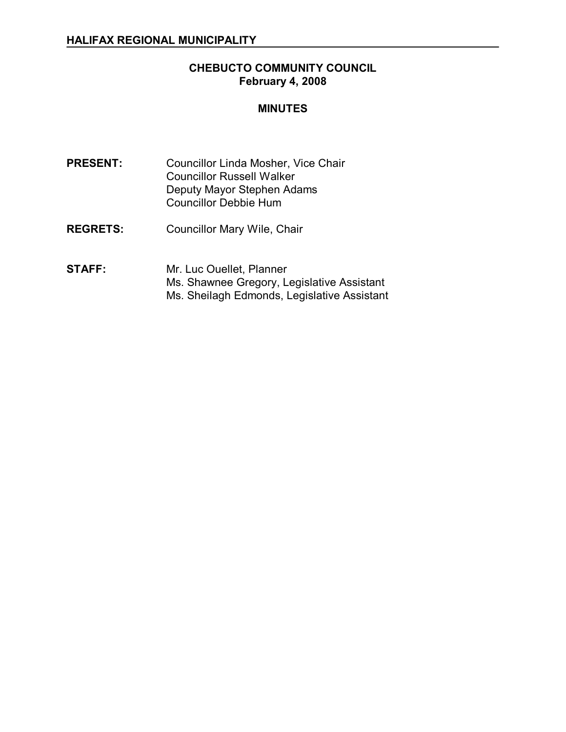**HALIFAX REGIONAL MUNICIPALITY**

# CHEBUCTO COMMUNITY COUNCIL
## February 4, 2008

## MINUTES

**PRESENT:** Councillor Linda Mosher, Vice Chair
Councillor Russell Walker
Deputy Mayor Stephen Adams
Councillor Debbie Hum

**REGRETS:** Councillor Mary Wile, Chair

**STAFF:** Mr. Luc Ouellet, Planner
Ms. Shawnee Gregory, Legislative Assistant
Ms. Sheilagh Edmonds, Legislative Assistant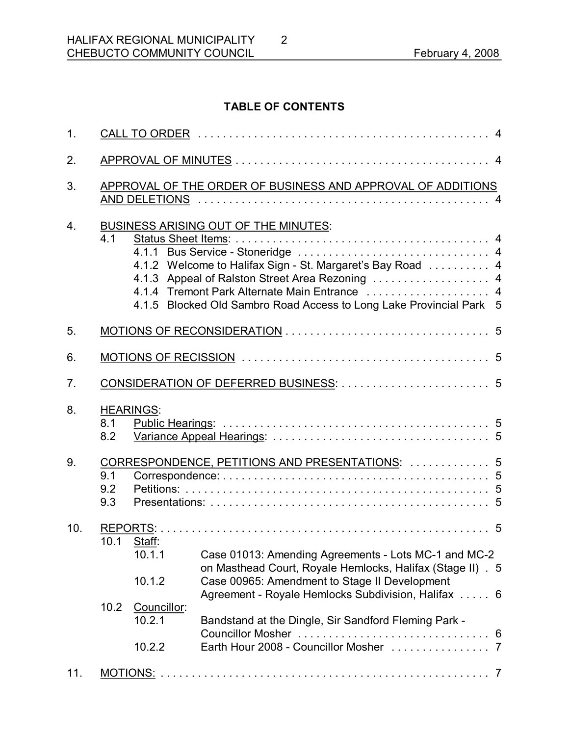## TABLE OF CONTENTS

1. CALL TO ORDER . . . . . . . . . . . . . . . . . . . . . . . . . . . . . . . . . . . . . . . . . . . . . . . 4

2. APPROVAL OF MINUTES . . . . . . . . . . . . . . . . . . . . . . . . . . . . . . . . . . . . . . . . . 4

3. APPROVAL OF THE ORDER OF BUSINESS AND APPROVAL OF ADDITIONS AND DELETIONS . . . . . . . . . . . . . . . . . . . . . . . . . . . . . . . . . . . . . . . . . . . . . . . 4

4. BUSINESS ARISING OUT OF THE MINUTES:
   - 4.1 Status Sheet Items: . . . . . . . . . . . . . . . . . . . . . . . . . . . . . . . . . . . . . . . . . 4
     - 4.1.1 Bus Service - Stoneridge . . . . . . . . . . . . . . . . . . . . . . . . . . . . . . 4
     - 4.1.2 Welcome to Halifax Sign - St. Margaret's Bay Road . . . . . . . . . . 4
     - 4.1.3 Appeal of Ralston Street Area Rezoning . . . . . . . . . . . . . . . . . . . 4
     - 4.1.4 Tremont Park Alternate Main Entrance . . . . . . . . . . . . . . . . . . . . 4
     - 4.1.5 Blocked Old Sambro Road Access to Long Lake Provincial Park 5

5. MOTIONS OF RECONSIDERATION . . . . . . . . . . . . . . . . . . . . . . . . . . . . . . . . 5

6. MOTIONS OF RECISSION . . . . . . . . . . . . . . . . . . . . . . . . . . . . . . . . . . . . . . . 5

7. CONSIDERATION OF DEFERRED BUSINESS: . . . . . . . . . . . . . . . . . . . . . . . . 5

8. HEARINGS:
   - 8.1 Public Hearings: . . . . . . . . . . . . . . . . . . . . . . . . . . . . . . . . . . . . . . . . . . . 5
   - 8.2 Variance Appeal Hearings: . . . . . . . . . . . . . . . . . . . . . . . . . . . . . . . . . . . 5

9. CORRESPONDENCE, PETITIONS AND PRESENTATIONS: . . . . . . . . . . . . . 5
   - 9.1 Correspondence: . . . . . . . . . . . . . . . . . . . . . . . . . . . . . . . . . . . . . . . . . . . 5
   - 9.2 Petitions: . . . . . . . . . . . . . . . . . . . . . . . . . . . . . . . . . . . . . . . . . . . . . . . . 5
   - 9.3 Presentations: . . . . . . . . . . . . . . . . . . . . . . . . . . . . . . . . . . . . . . . . . . . . 5

10. REPORTS: . . . . . . . . . . . . . . . . . . . . . . . . . . . . . . . . . . . . . . . . . . . . . . . . . . . 5
    - 10.1 Staff:
      - 10.1.1 Case 01013: Amending Agreements - Lots MC-1 and MC-2 on Masthead Court, Royale Hemlocks, Halifax (Stage II) . 5
      - 10.1.2 Case 00965: Amendment to Stage II Development Agreement - Royale Hemlocks Subdivision, Halifax . . . . . 6
    - 10.2 Councillor:
      - 10.2.1 Bandstand at the Dingle, Sir Sandford Fleming Park - Councillor Mosher . . . . . . . . . . . . . . . . . . . . . . . . . . . . . . . 6
      - 10.2.2 Earth Hour 2008 - Councillor Mosher . . . . . . . . . . . . . . . . 7

11. MOTIONS: . . . . . . . . . . . . . . . . . . . . . . . . . . . . . . . . . . . . . . . . . . . . . . . . . . . 7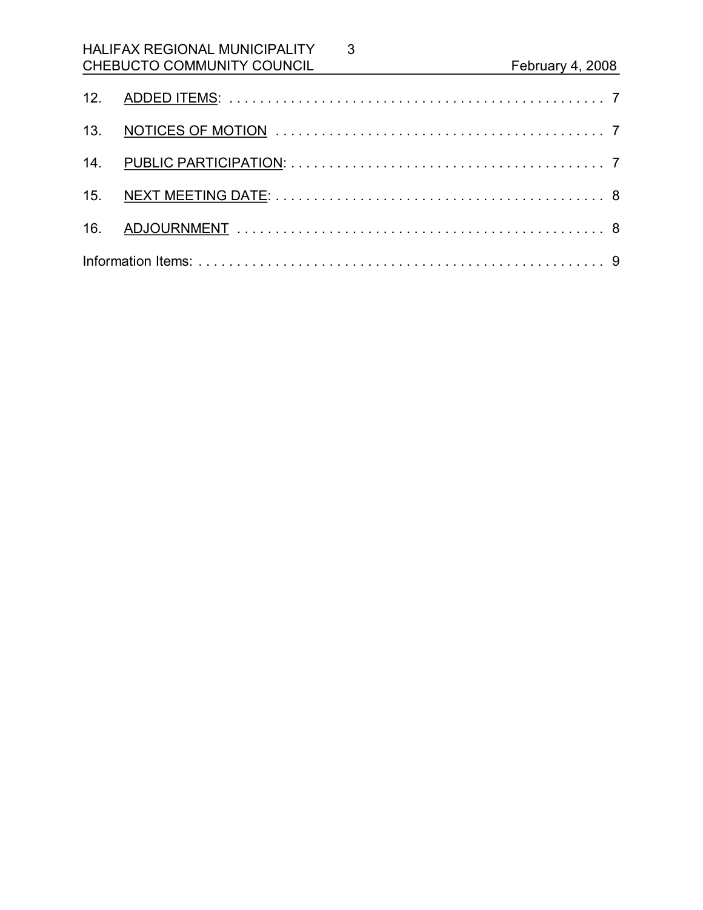12. ADDED ITEMS: . . . . . . . . . . . . . . . . . . . . . . . . . . . . . . . . . . . . . . . . . . . . . . . . 7

13. NOTICES OF MOTION . . . . . . . . . . . . . . . . . . . . . . . . . . . . . . . . . . . . . . . . . . . 7

14. PUBLIC PARTICIPATION: . . . . . . . . . . . . . . . . . . . . . . . . . . . . . . . . . . . . . . . . 7

15. NEXT MEETING DATE: . . . . . . . . . . . . . . . . . . . . . . . . . . . . . . . . . . . . . . . . . . 8

16. ADJOURNMENT . . . . . . . . . . . . . . . . . . . . . . . . . . . . . . . . . . . . . . . . . . . . . . . 8

Information Items: . . . . . . . . . . . . . . . . . . . . . . . . . . . . . . . . . . . . . . . . . . . . . . . . . . . 9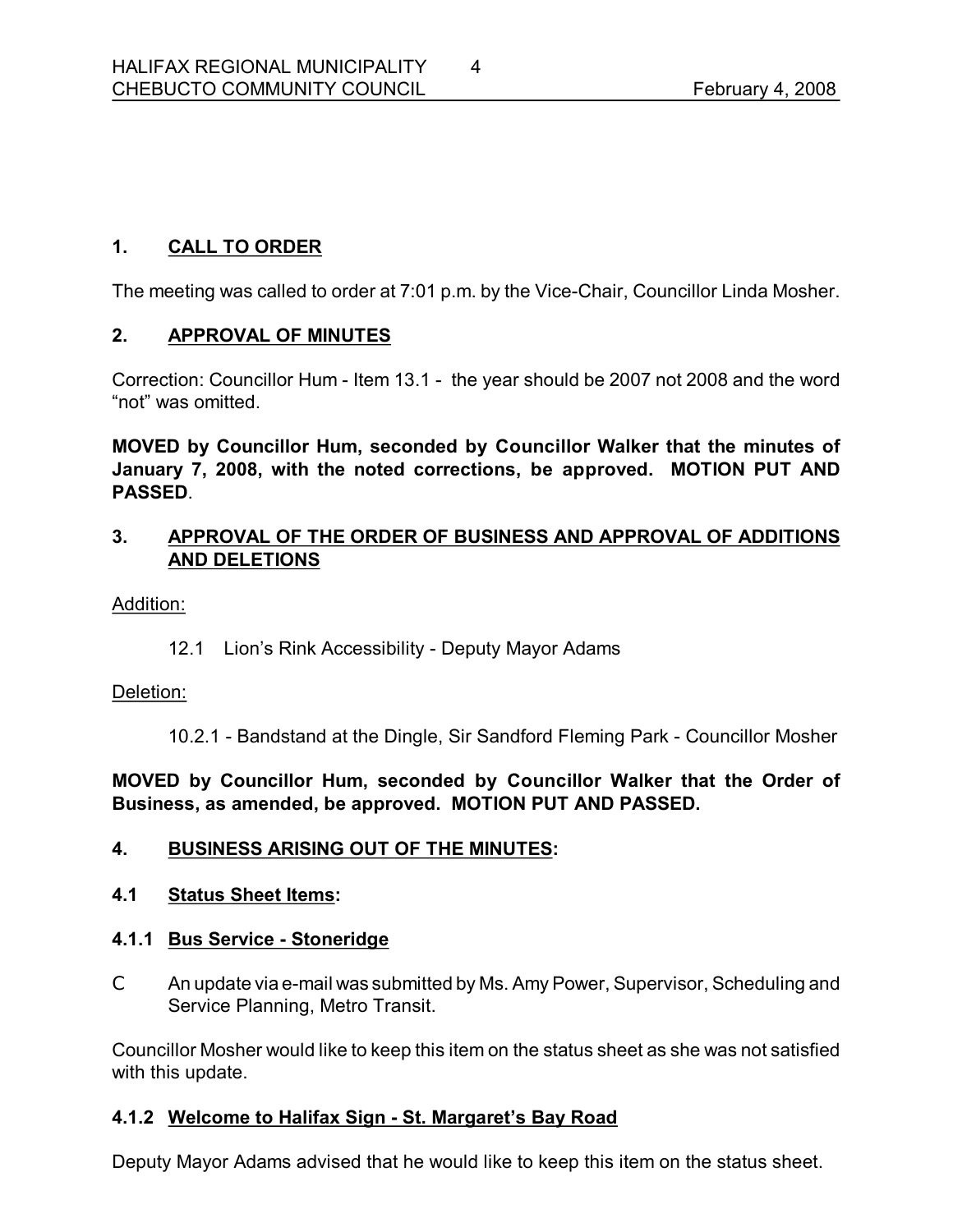## 1. CALL TO ORDER

The meeting was called to order at 7:01 p.m. by the Vice-Chair, Councillor Linda Mosher.

## 2. APPROVAL OF MINUTES

Correction: Councillor Hum - Item 13.1 - the year should be 2007 not 2008 and the word "not" was omitted.

**MOVED by Councillor Hum, seconded by Councillor Walker that the minutes of January 7, 2008, with the noted corrections, be approved. MOTION PUT AND PASSED**.

## 3. APPROVAL OF THE ORDER OF BUSINESS AND APPROVAL OF ADDITIONS AND DELETIONS

Addition:

12.1 Lion's Rink Accessibility - Deputy Mayor Adams

Deletion:

10.2.1 - Bandstand at the Dingle, Sir Sandford Fleming Park - Councillor Mosher

**MOVED by Councillor Hum, seconded by Councillor Walker that the Order of Business, as amended, be approved. MOTION PUT AND PASSED.**

## 4. BUSINESS ARISING OUT OF THE MINUTES:

### 4.1 Status Sheet Items:

### 4.1.1 Bus Service - Stoneridge

- An update via e-mail was submitted by Ms. Amy Power, Supervisor, Scheduling and Service Planning, Metro Transit.

Councillor Mosher would like to keep this item on the status sheet as she was not satisfied with this update.

### 4.1.2 Welcome to Halifax Sign - St. Margaret's Bay Road

Deputy Mayor Adams advised that he would like to keep this item on the status sheet.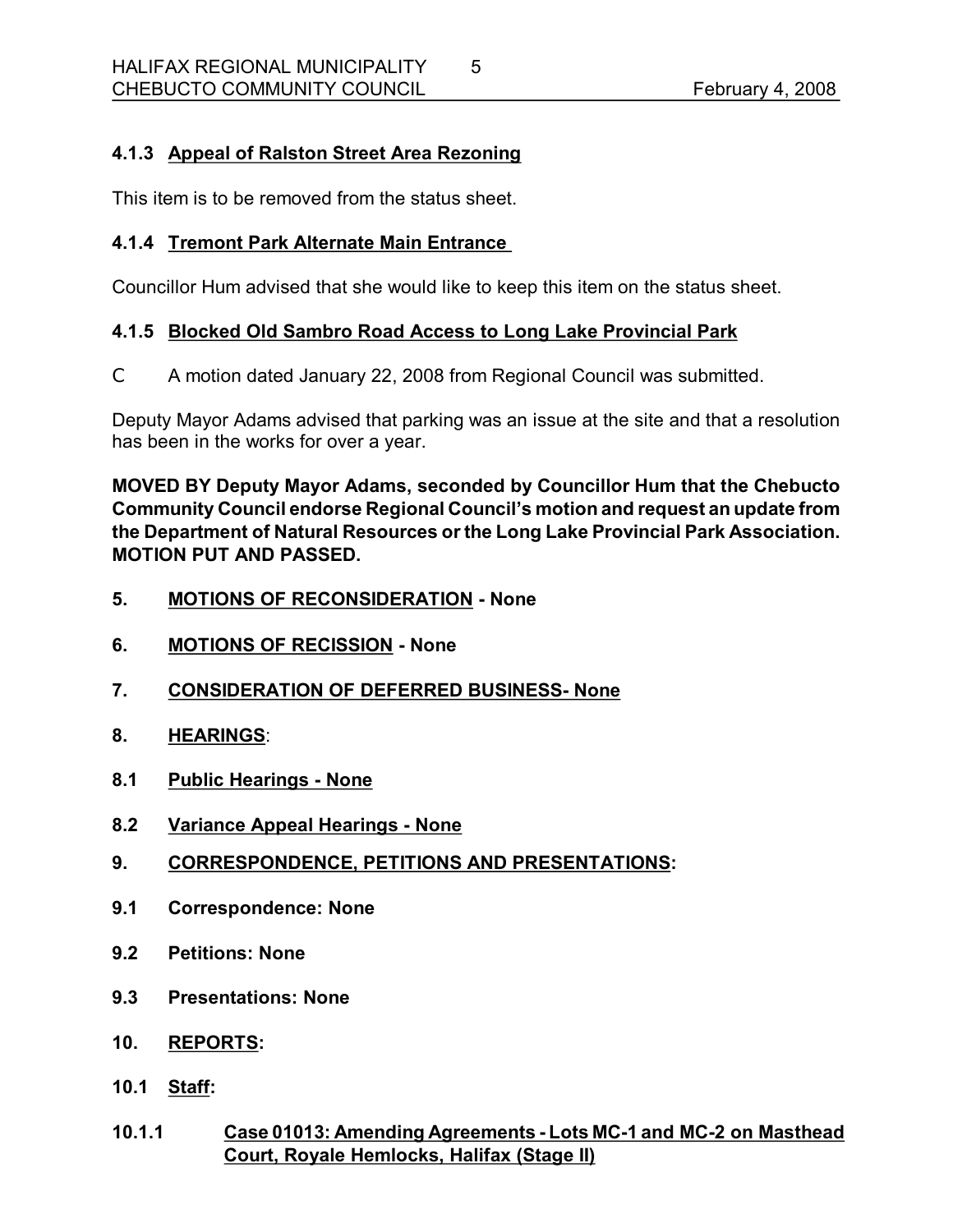### 4.1.3 Appeal of Ralston Street Area Rezoning

This item is to be removed from the status sheet.

### 4.1.4 Tremont Park Alternate Main Entrance

Councillor Hum advised that she would like to keep this item on the status sheet.

### 4.1.5 Blocked Old Sambro Road Access to Long Lake Provincial Park

- A motion dated January 22, 2008 from Regional Council was submitted.

Deputy Mayor Adams advised that parking was an issue at the site and that a resolution has been in the works for over a year.

**MOVED BY Deputy Mayor Adams, seconded by Councillor Hum that the Chebucto Community Council endorse Regional Council's motion and request an update from the Department of Natural Resources or the Long Lake Provincial Park Association. MOTION PUT AND PASSED.**

## 5. MOTIONS OF RECONSIDERATION - None

## 6. MOTIONS OF RECISSION - None

## 7. CONSIDERATION OF DEFERRED BUSINESS- None

## 8. HEARINGS:

### 8.1 Public Hearings - None

### 8.2 Variance Appeal Hearings - None

## 9. CORRESPONDENCE, PETITIONS AND PRESENTATIONS:

### 9.1 Correspondence: None

### 9.2 Petitions: None

### 9.3 Presentations: None

## 10. REPORTS:

### 10.1 Staff:

#### 10.1.1 Case 01013: Amending Agreements - Lots MC-1 and MC-2 on Masthead Court, Royale Hemlocks, Halifax (Stage II)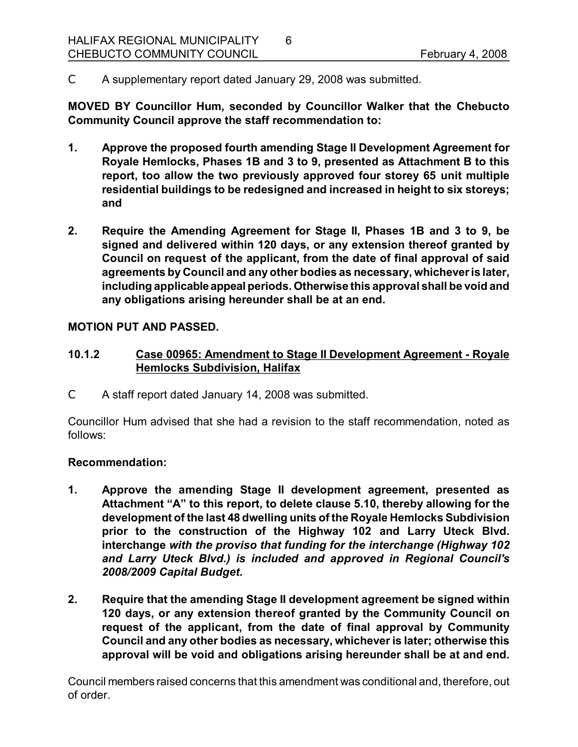C A supplementary report dated January 29, 2008 was submitted.

**MOVED BY Councillor Hum, seconded by Councillor Walker that the Chebucto Community Council approve the staff recommendation to:**

1. **Approve the proposed fourth amending Stage II Development Agreement for Royale Hemlocks, Phases 1B and 3 to 9, presented as Attachment B to this report, too allow the two previously approved four storey 65 unit multiple residential buildings to be redesigned and increased in height to six storeys; and**

2. **Require the Amending Agreement for Stage II, Phases 1B and 3 to 9, be signed and delivered within 120 days, or any extension thereof granted by Council on request of the applicant, from the date of final approval of said agreements by Council and any other bodies as necessary, whichever is later, including applicable appeal periods. Otherwise this approval shall be void and any obligations arising hereunder shall be at an end.**

**MOTION PUT AND PASSED.**

### 10.1.2 Case 00965: Amendment to Stage II Development Agreement - Royale Hemlocks Subdivision, Halifax

C A staff report dated January 14, 2008 was submitted.

Councillor Hum advised that she had a revision to the staff recommendation, noted as follows:

**Recommendation:**

1. **Approve the amending Stage II development agreement, presented as Attachment "A" to this report, to delete clause 5.10, thereby allowing for the development of the last 48 dwelling units of the Royale Hemlocks Subdivision prior to the construction of the Highway 102 and Larry Uteck Blvd. interchange *with the proviso that funding for the interchange (Highway 102 and Larry Uteck Blvd.) is included and approved in Regional Council's 2008/2009 Capital Budget.***

2. **Require that the amending Stage II development agreement be signed within 120 days, or any extension thereof granted by the Community Council on request of the applicant, from the date of final approval by Community Council and any other bodies as necessary, whichever is later; otherwise this approval will be void and obligations arising hereunder shall be at and end.**

Council members raised concerns that this amendment was conditional and, therefore, out of order.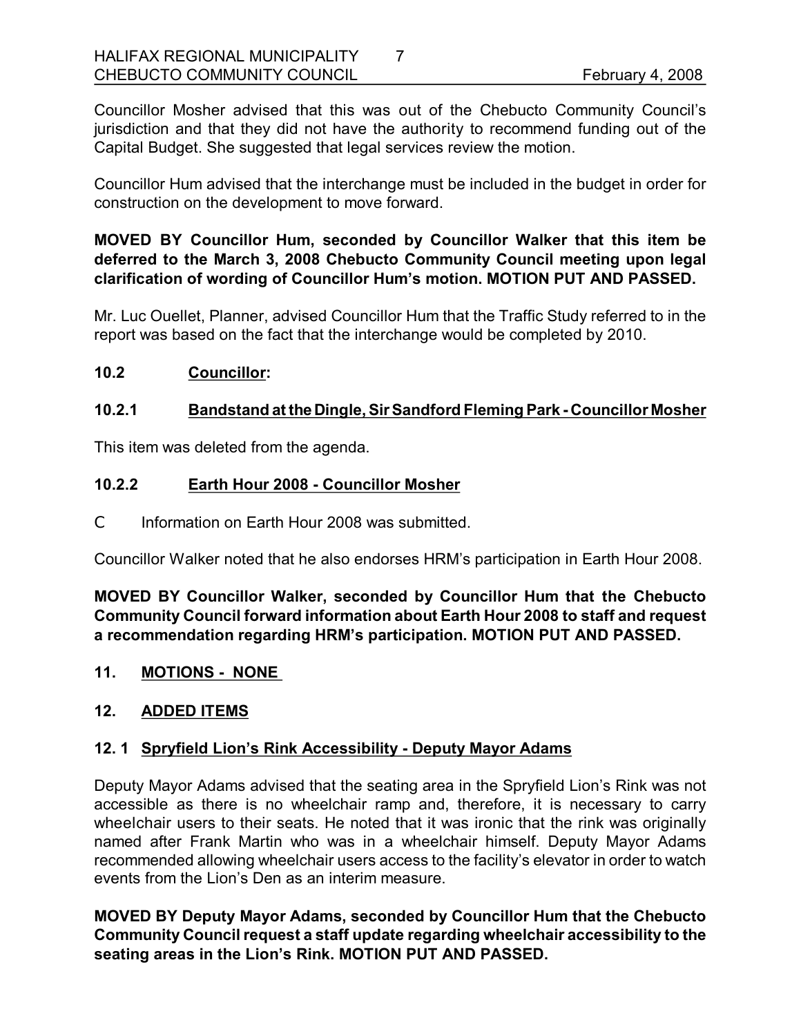Councillor Mosher advised that this was out of the Chebucto Community Council's jurisdiction and that they did not have the authority to recommend funding out of the Capital Budget. She suggested that legal services review the motion.

Councillor Hum advised that the interchange must be included in the budget in order for construction on the development to move forward.

**MOVED BY Councillor Hum, seconded by Councillor Walker that this item be deferred to the March 3, 2008 Chebucto Community Council meeting upon legal clarification of wording of Councillor Hum's motion. MOTION PUT AND PASSED.**

Mr. Luc Ouellet, Planner, advised Councillor Hum that the Traffic Study referred to in the report was based on the fact that the interchange would be completed by 2010.

### 10.2 Councillor:

### 10.2.1 Bandstand at the Dingle, Sir Sandford Fleming Park - Councillor Mosher

This item was deleted from the agenda.

### 10.2.2 Earth Hour 2008 - Councillor Mosher

- Information on Earth Hour 2008 was submitted.

Councillor Walker noted that he also endorses HRM's participation in Earth Hour 2008.

**MOVED BY Councillor Walker, seconded by Councillor Hum that the Chebucto Community Council forward information about Earth Hour 2008 to staff and request a recommendation regarding HRM's participation. MOTION PUT AND PASSED.**

## 11. MOTIONS - NONE

## 12. ADDED ITEMS

### 12. 1 Spryfield Lion's Rink Accessibility - Deputy Mayor Adams

Deputy Mayor Adams advised that the seating area in the Spryfield Lion's Rink was not accessible as there is no wheelchair ramp and, therefore, it is necessary to carry wheelchair users to their seats. He noted that it was ironic that the rink was originally named after Frank Martin who was in a wheelchair himself. Deputy Mayor Adams recommended allowing wheelchair users access to the facility's elevator in order to watch events from the Lion's Den as an interim measure.

**MOVED BY Deputy Mayor Adams, seconded by Councillor Hum that the Chebucto Community Council request a staff update regarding wheelchair accessibility to the seating areas in the Lion's Rink. MOTION PUT AND PASSED.**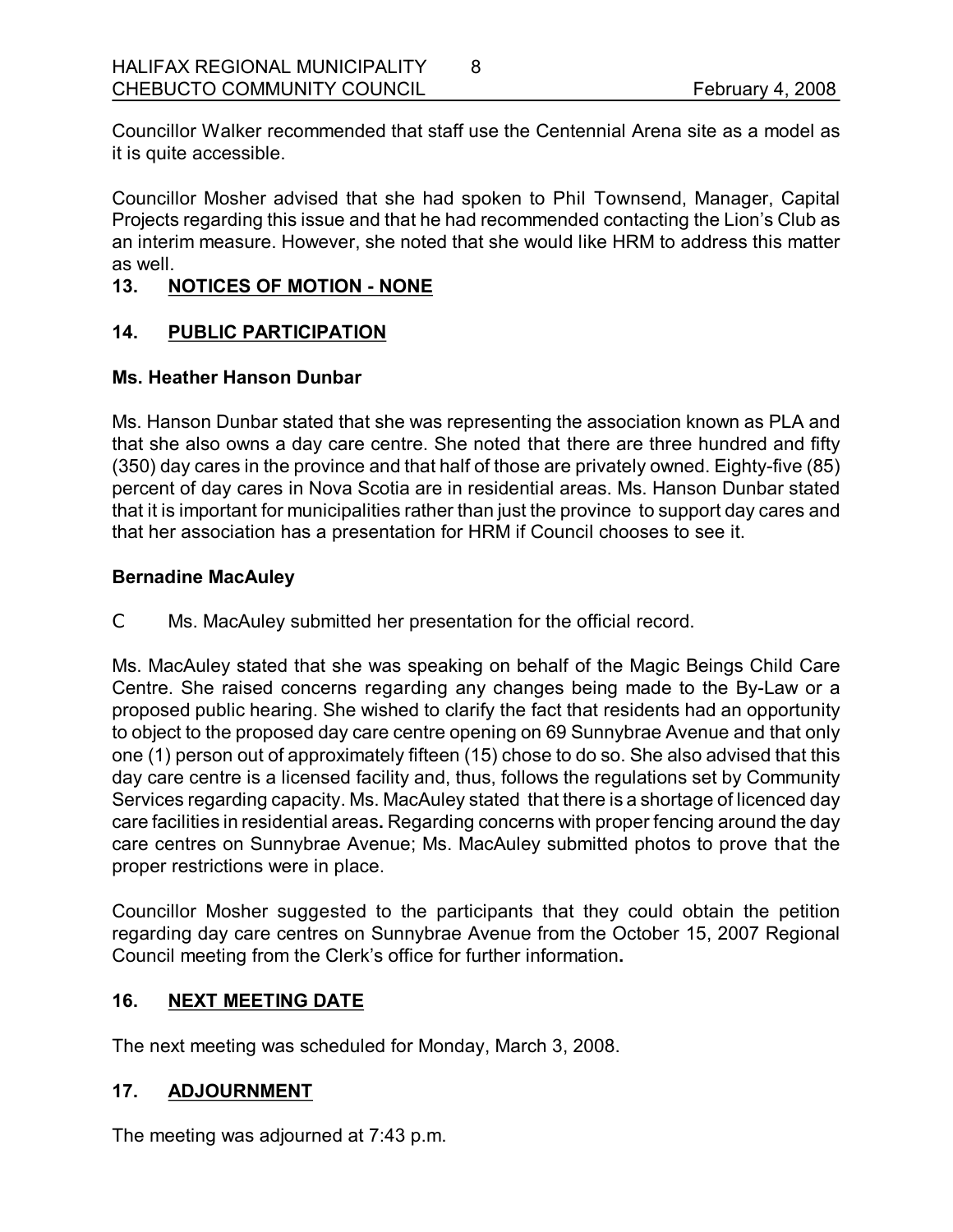Councillor Walker recommended that staff use the Centennial Arena site as a model as it is quite accessible.

Councillor Mosher advised that she had spoken to Phil Townsend, Manager, Capital Projects regarding this issue and that he had recommended contacting the Lion's Club as an interim measure. However, she noted that she would like HRM to address this matter as well.

## 13. NOTICES OF MOTION - NONE

## 14. PUBLIC PARTICIPATION

**Ms. Heather Hanson Dunbar**

Ms. Hanson Dunbar stated that she was representing the association known as PLA and that she also owns a day care centre. She noted that there are three hundred and fifty (350) day cares in the province and that half of those are privately owned. Eighty-five (85) percent of day cares in Nova Scotia are in residential areas. Ms. Hanson Dunbar stated that it is important for municipalities rather than just the province to support day cares and that her association has a presentation for HRM if Council chooses to see it.

**Bernadine MacAuley**

- Ms. MacAuley submitted her presentation for the official record.

Ms. MacAuley stated that she was speaking on behalf of the Magic Beings Child Care Centre. She raised concerns regarding any changes being made to the By-Law or a proposed public hearing. She wished to clarify the fact that residents had an opportunity to object to the proposed day care centre opening on 69 Sunnybrae Avenue and that only one (1) person out of approximately fifteen (15) chose to do so. She also advised that this day care centre is a licensed facility and, thus, follows the regulations set by Community Services regarding capacity. Ms. MacAuley stated that there is a shortage of licenced day care facilities in residential areas. Regarding concerns with proper fencing around the day care centres on Sunnybrae Avenue; Ms. MacAuley submitted photos to prove that the proper restrictions were in place.

Councillor Mosher suggested to the participants that they could obtain the petition regarding day care centres on Sunnybrae Avenue from the October 15, 2007 Regional Council meeting from the Clerk's office for further information.

## 16. NEXT MEETING DATE

The next meeting was scheduled for Monday, March 3, 2008.

## 17. ADJOURNMENT

The meeting was adjourned at 7:43 p.m.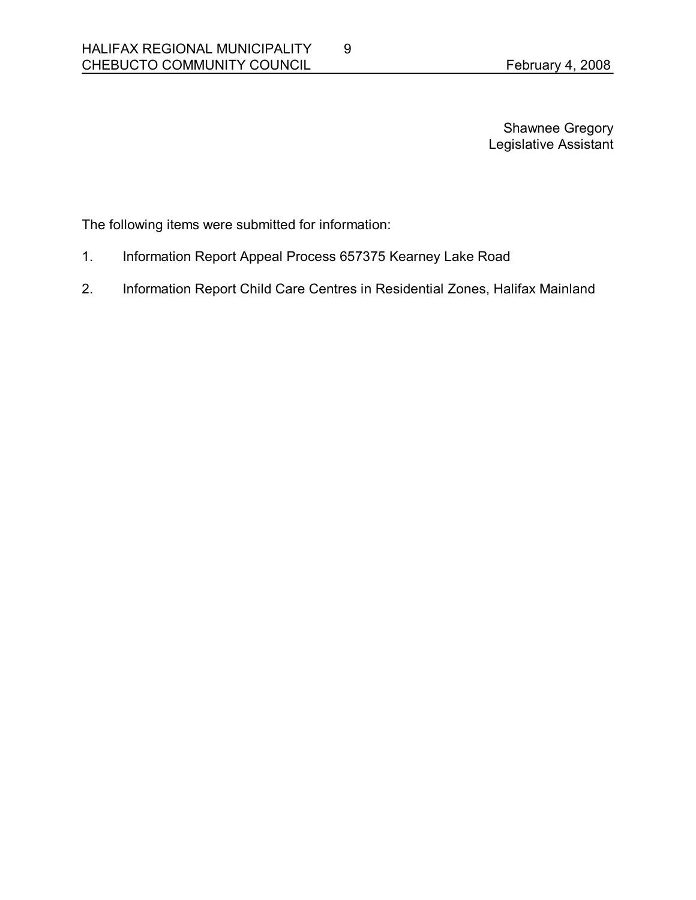Shawnee Gregory
Legislative Assistant

The following items were submitted for information:

1. Information Report Appeal Process 657375 Kearney Lake Road
2. Information Report Child Care Centres in Residential Zones, Halifax Mainland